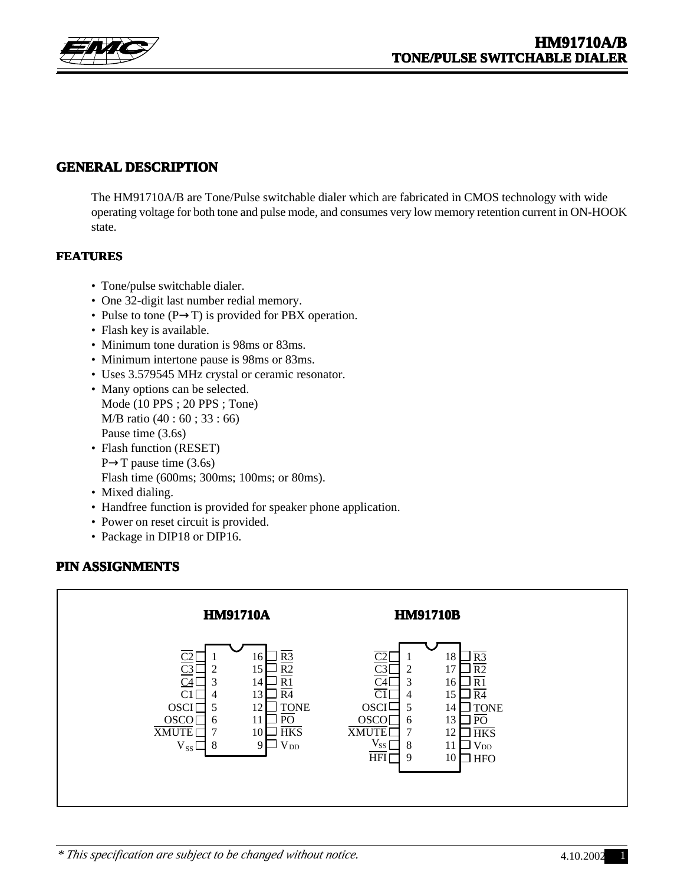# HM91710A/B
## TONE/PULSE SWITCHABLE DIALER

## GENERAL DESCRIPTION

The HM91710A/B are Tone/Pulse switchable dialer which are fabricated in CMOS technology with wide operating voltage for both tone and pulse mode, and consumes very low memory retention current in ON-HOOK state.

## FEATURES

- Tone/pulse switchable dialer.
- One 32-digit last number redial memory.
- Pulse to tone (P→T) is provided for PBX operation.
- Flash key is available.
- Minimum tone duration is 98ms or 83ms.
- Minimum intertone pause is 98ms or 83ms.
- Uses 3.579545 MHz crystal or ceramic resonator.
- Many options can be selected.
  Mode (10 PPS ; 20 PPS ; Tone)
  M/B ratio (40 : 60 ; 33 : 66)
  Pause time (3.6s)
- Flash function (RESET)
  P→T pause time (3.6s)
  Flash time (600ms; 300ms; 100ms; or 80ms).
- Mixed dialing.
- Handfree function is provided for speaker phone application.
- Power on reset circuit is provided.
- Package in DIP18 or DIP16.

## PIN ASSIGNMENTS

**HM91710A**

| Pin | Name | Pin | Name |
|---|---|---|---|
| 1 | $\overline{C2}$ | 16 | $\overline{R3}$ |
| 2 | $\overline{C3}$ | 15 | $\overline{R2}$ |
| 3 | $\overline{C4}$ | 14 | $\overline{R1}$ |
| 4 | C1 | 13 | $\overline{R4}$ |
| 5 | OSCI | 12 | TONE |
| 6 | OSCO | 11 | $\overline{PO}$ |
| 7 | $\overline{XMUTE}$ | 10 | $\overline{HKS}$ |
| 8 | $V_{SS}$ | 9 | $V_{DD}$ |

**HM91710B**

| Pin | Name | Pin | Name |
|---|---|---|---|
| 1 | $\overline{C2}$ | 18 | $\overline{R3}$ |
| 2 | $\overline{C3}$ | 17 | $\overline{R2}$ |
| 3 | $\overline{C4}$ | 16 | $\overline{R1}$ |
| 4 | $\overline{C1}$ | 15 | $\overline{R4}$ |
| 5 | OSCI | 14 | TONE |
| 6 | OSCO | 13 | $\overline{PO}$ |
| 7 | $\overline{XMUTE}$ | 12 | $\overline{HKS}$ |
| 8 | $V_{SS}$ | 11 | $V_{DD}$ |
| 9 | $\overline{HFI}$ | 10 | HFO |

*\* This specification are subject to be changed without notice.*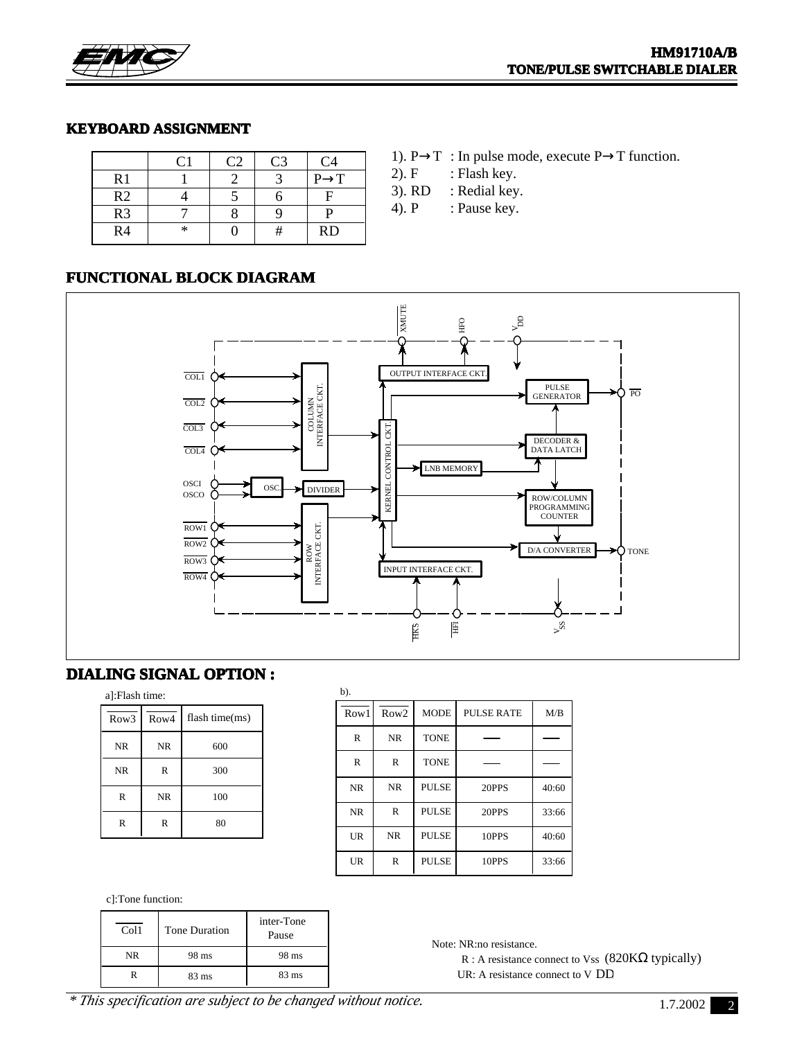## KEYBOARD ASSIGNMENT

| | C1 | C2 | C3 | C4 |
|---|---|---|---|---|
| R1 | 1 | 2 | 3 | P→T |
| R2 | 4 | 5 | 6 | F |
| R3 | 7 | 8 | 9 | P |
| R4 | * | 0 | # | RD |

1). P→T : In pulse mode, execute P→T function.
2). F : Flash key.
3). RD : Redial key.
4). P : Pause key.

## FUNCTIONAL BLOCK DIAGRAM

XMUTE, HFO, $V_{DD}$, OUTPUT INTERFACE CKT., PULSE GENERATOR, PO, COL1, COL2, COL3, COL4, COLUMN INTERFACE CKT., KERNEL CONTROL CKT., DECODER & DATA LATCH, LNB MEMORY, OSCI, OSCO, OSC., DIVIDER, ROW/COLUMN PROGRAMMING COUNTER, ROW1, ROW2, ROW3, ROW4, ROW INTERFACE CKT., D/A CONVERTER, TONE, INPUT INTERFACE CKT., HKS, HFI, $V_{SS}$

## DIALING SIGNAL OPTION :

a]:Flash time:

| Row3 | Row4 | flash time(ms) |
|---|---|---|
| NR | NR | 600 |
| NR | R | 300 |
| R | NR | 100 |
| R | R | 80 |

b).

| Row1 | Row2 | MODE | PULSE RATE | M/B |
|---|---|---|---|---|
| R | NR | TONE | —— | —— |
| R | R | TONE | —— | —— |
| NR | NR | PULSE | 20PPS | 40:60 |
| NR | R | PULSE | 20PPS | 33:66 |
| UR | NR | PULSE | 10PPS | 40:60 |
| UR | R | PULSE | 10PPS | 33:66 |

c]:Tone function:

| Col1 | Tone Duration | inter-Tone Pause |
|---|---|---|
| NR | 98 ms | 98 ms |
| R | 83 ms | 83 ms |

Note: NR:no resistance.
R : A resistance connect to Vss (820KΩ typically)
UR: A resistance connect to V DD

*\* This specification are subject to be changed without notice.*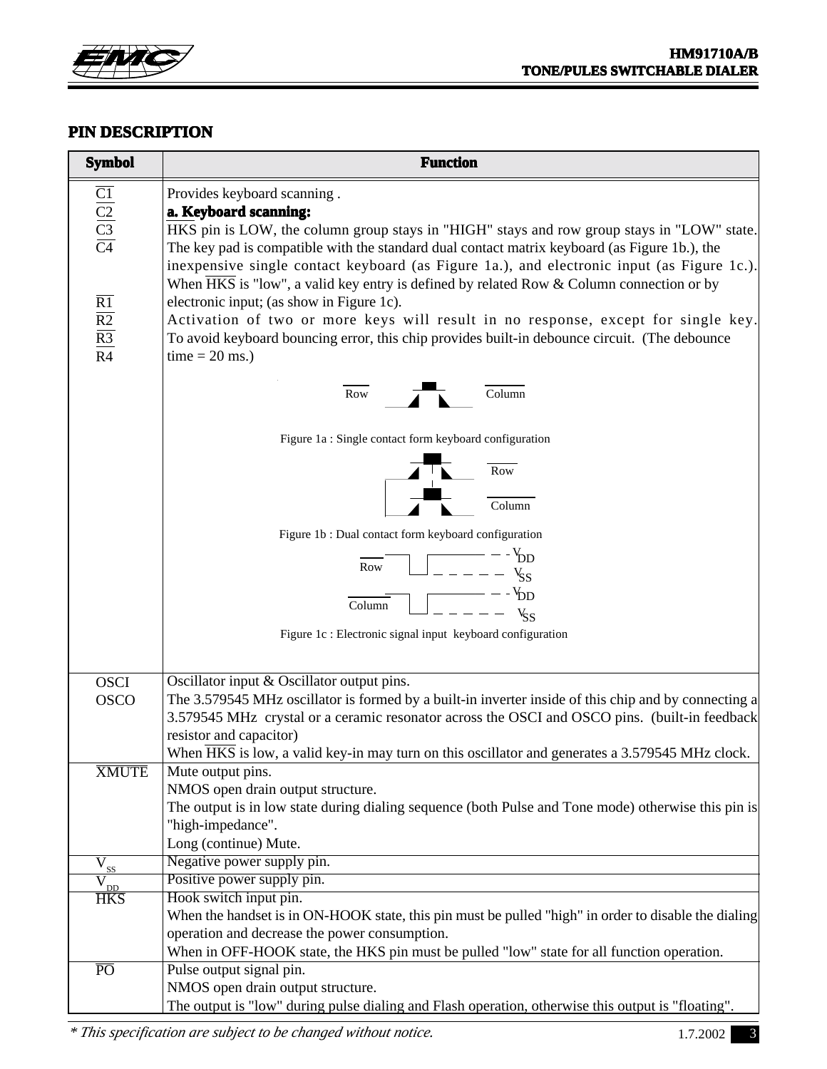## PIN DESCRIPTION

| Symbol | Function |
|---|---|
| $\overline{C1}$<br>$\overline{C2}$<br>$\overline{C3}$<br>$\overline{C4}$<br><br>$\overline{R1}$<br>$\overline{R2}$<br>$\overline{R3}$<br>R4 | Provides keyboard scanning .<br>**a. Keyboard scanning:**<br>$\overline{\text{HKS}}$ pin is LOW, the column group stays in "HIGH" stays and row group stays in "LOW" state. The key pad is compatible with the standard dual contact matrix keyboard (as Figure 1b.), the inexpensive single contact keyboard (as Figure 1a.), and electronic input (as Figure 1c.). When $\overline{\text{HKS}}$ is "low", a valid key entry is defined by related Row & Column connection or by electronic input; (as show in Figure 1c).<br>Activation of two or more keys will result in no response, except for single key. To avoid keyboard bouncing error, this chip provides built-in debounce circuit. (The debounce time = 20 ms.)<br><br>Figure 1a : Single contact form keyboard configuration<br><br>Figure 1b : Dual contact form keyboard configuration<br><br>Figure 1c : Electronic signal input keyboard configuration |
| OSCI<br>OSCO | Oscillator input & Oscillator output pins.<br>The 3.579545 MHz oscillator is formed by a built-in inverter inside of this chip and by connecting a 3.579545 MHz crystal or a ceramic resonator across the OSCI and OSCO pins. (built-in feedback resistor and capacitor)<br>When $\overline{\text{HKS}}$ is low, a valid key-in may turn on this oscillator and generates a 3.579545 MHz clock. |
| $\overline{\text{XMUTE}}$ | Mute output pins.<br>NMOS open drain output structure.<br>The output is in low state during dialing sequence (both Pulse and Tone mode) otherwise this pin is "high-impedance".<br>Long (continue) Mute. |
| $V_{SS}$ | Negative power supply pin. |
| $V_{DD}$ | Positive power supply pin. |
| $\overline{\text{HKS}}$ | Hook switch input pin.<br>When the handset is in ON-HOOK state, this pin must be pulled "high" in order to disable the dialing operation and decrease the power consumption.<br>When in OFF-HOOK state, the HKS pin must be pulled "low" state for all function operation. |
| $\overline{\text{PO}}$ | Pulse output signal pin.<br>NMOS open drain output structure.<br>The output is "low" during pulse dialing and Flash operation, otherwise this output is "floating". |

*\* This specification are subject to be changed without notice.*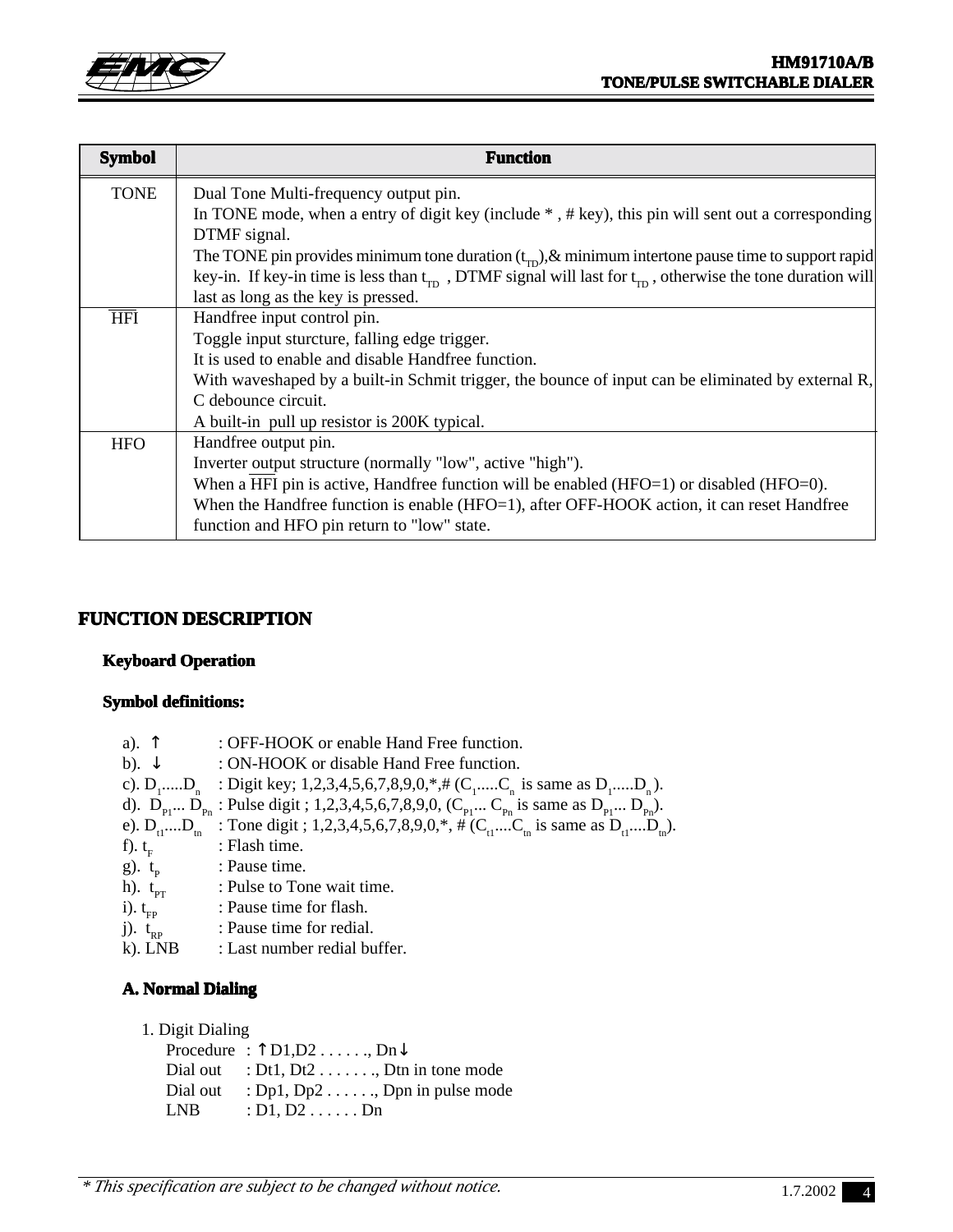| Symbol | Function |
|---|---|
| TONE | Dual Tone Multi-frequency output pin.<br>In TONE mode, when a entry of digit key (include * , # key), this pin will sent out a corresponding DTMF signal.<br>The TONE pin provides minimum tone duration ($t_{TD}$),& minimum intertone pause time to support rapid key-in. If key-in time is less than $t_{TD}$ , DTMF signal will last for $t_{TD}$ , otherwise the tone duration will last as long as the key is pressed. |
| $\overline{HFI}$ | Handfree input control pin.<br>Toggle input sturcture, falling edge trigger.<br>It is used to enable and disable Handfree function.<br>With waveshaped by a built-in Schmit trigger, the bounce of input can be eliminated by external R, C debounce circuit.<br>A built-in pull up resistor is 200K typical. |
| HFO | Handfree output pin.<br>Inverter output structure (normally "low", active "high").<br>When a $\overline{HFI}$ pin is active, Handfree function will be enabled (HFO=1) or disabled (HFO=0).<br>When the Handfree function is enable (HFO=1), after OFF-HOOK action, it can reset Handfree function and HFO pin return to "low" state. |

# FUNCTION DESCRIPTION

## Keyboard Operation

### Symbol definitions:

a). ↑ : OFF-HOOK or enable Hand Free function.
b). ↓ : ON-HOOK or disable Hand Free function.
c). $D_1$.....$D_n$ : Digit key; 1,2,3,4,5,6,7,8,9,0,*,# ($C_1$.....$C_n$ is same as $D_1$.....$D_n$ ).
d). $D_{P1}$... $D_{Pn}$ : Pulse digit ; 1,2,3,4,5,6,7,8,9,0, ($C_{P1}$... $C_{Pn}$ is same as $D_{P1}$... $D_{Pn}$).
e). $D_{t1}$....$D_{tn}$ : Tone digit ; 1,2,3,4,5,6,7,8,9,0,*, # ($C_{t1}$....$C_{tn}$ is same as $D_{t1}$....$D_{tn}$).
f). $t_F$ : Flash time.
g). $t_P$ : Pause time.
h). $t_{PT}$ : Pulse to Tone wait time.
i). $t_{FP}$ : Pause time for flash.
j). $t_{RP}$ : Pause time for redial.
k). LNB : Last number redial buffer.

### A. Normal Dialing

1. Digit Dialing
   Procedure : ↑ D1,D2 . . . . . ., Dn ↓
   Dial out : Dt1, Dt2 . . . . . . ., Dtn in tone mode
   Dial out : Dp1, Dp2 . . . . . ., Dpn in pulse mode
   LNB : D1, D2 . . . . . . Dn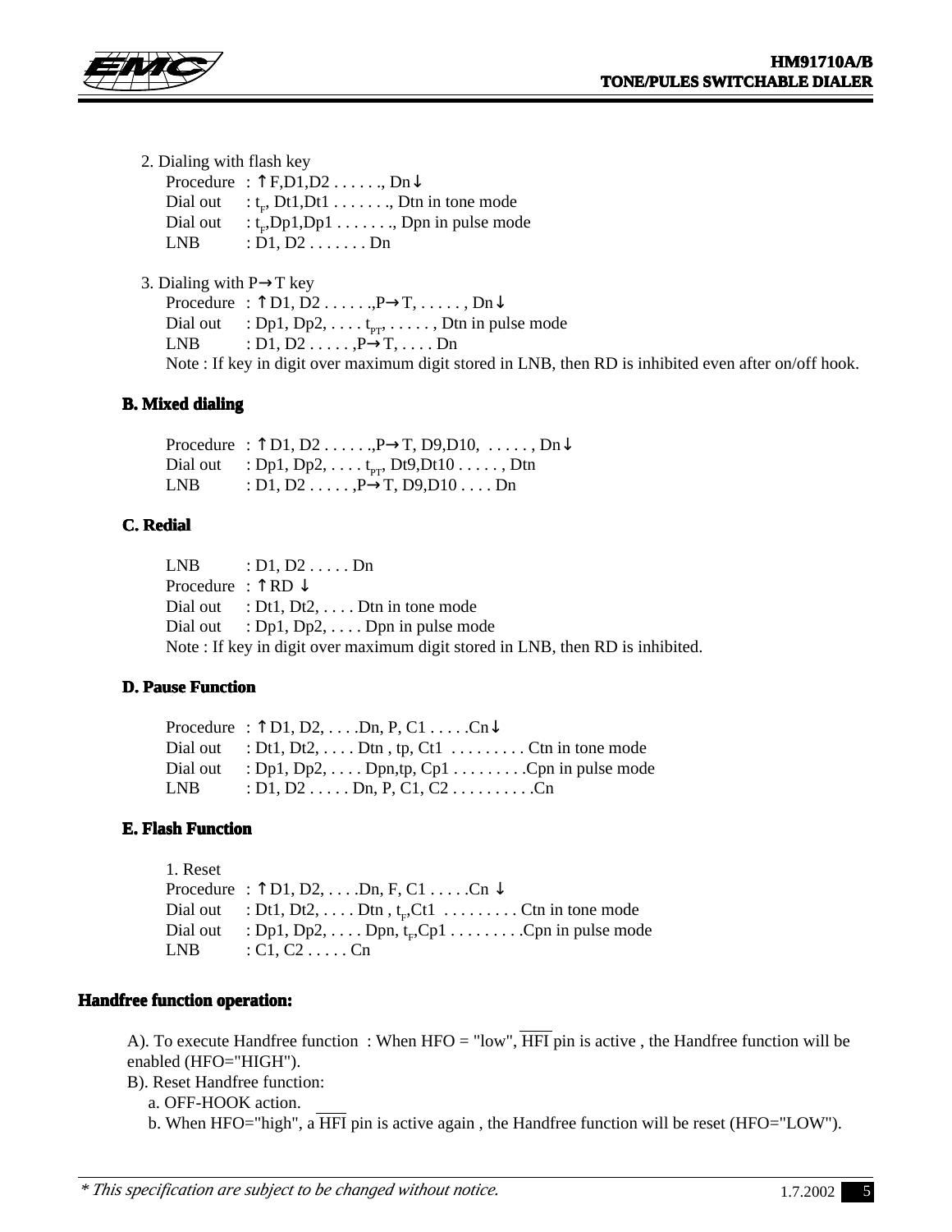2. Dialing with flash key

Procedure : ↑F,D1,D2 . . . . . ., Dn↓
Dial out : $t_F$, Dt1,Dt1 . . . . . . ., Dtn in tone mode
Dial out : $t_F$,Dp1,Dp1 . . . . . . ., Dpn in pulse mode
LNB : D1, D2 . . . . . . . Dn

3. Dialing with P→T key

Procedure : ↑D1, D2 . . . . . .,P→T, . . . . . , Dn↓
Dial out : Dp1, Dp2, . . . . $t_{PT}$, . . . . . , Dtn in pulse mode
LNB : D1, D2 . . . . . ,P→T, . . . . Dn
Note : If key in digit over maximum digit stored in LNB, then RD is inhibited even after on/off hook.

## B. Mixed dialing

Procedure : ↑D1, D2 . . . . . .,P→T, D9,D10, . . . . . , Dn↓
Dial out : Dp1, Dp2, . . . . $t_{PT}$, Dt9,Dt10 . . . . . , Dtn
LNB : D1, D2 . . . . . ,P→T, D9,D10 . . . . Dn

## C. Redial

LNB : D1, D2 . . . . . Dn
Procedure : ↑RD ↓
Dial out : Dt1, Dt2, . . . . Dtn in tone mode
Dial out : Dp1, Dp2, . . . . Dpn in pulse mode
Note : If key in digit over maximum digit stored in LNB, then RD is inhibited.

## D. Pause Function

Procedure : ↑D1, D2, . . . .Dn, P, C1 . . . . .Cn↓
Dial out : Dt1, Dt2, . . . . Dtn , tp, Ct1 . . . . . . . . . Ctn in tone mode
Dial out : Dp1, Dp2, . . . . Dpn,tp, Cp1 . . . . . . . . .Cpn in pulse mode
LNB : D1, D2 . . . . . Dn, P, C1, C2 . . . . . . . . . .Cn

## E. Flash Function

1. Reset

Procedure : ↑D1, D2, . . . .Dn, F, C1 . . . . .Cn ↓
Dial out : Dt1, Dt2, . . . . Dtn , $t_F$,Ct1 . . . . . . . . . Ctn in tone mode
Dial out : Dp1, Dp2, . . . . Dpn, $t_F$,Cp1 . . . . . . . . .Cpn in pulse mode
LNB : C1, C2 . . . . . Cn

## Handfree function operation:

A). To execute Handfree function : When HFO = "low", $\overline{\text{HFI}}$ pin is active , the Handfree function will be enabled (HFO="HIGH").

B). Reset Handfree function:

a. OFF-HOOK action.

b. When HFO="high", a $\overline{\text{HFI}}$ pin is active again , the Handfree function will be reset (HFO="LOW").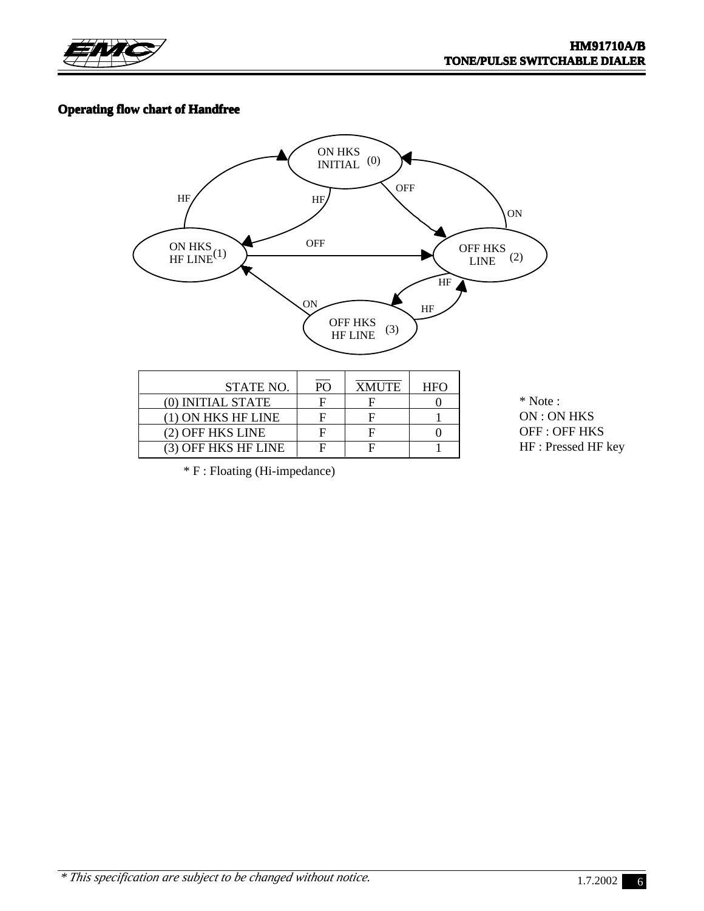## Operating flow chart of Handfree

| STATE NO. | $\overline{PO}$ | $\overline{XMUTE}$ | HFO |
|---|---|---|---|
| (0) INITIAL STATE | F | F | 0 |
| (1) ON HKS HF LINE | F | F | 1 |
| (2) OFF HKS LINE | F | F | 0 |
| (3) OFF HKS HF LINE | F | F | 1 |

\* F : Floating (Hi-impedance)

\* Note :
ON : ON HKS
OFF : OFF HKS
HF : Pressed HF key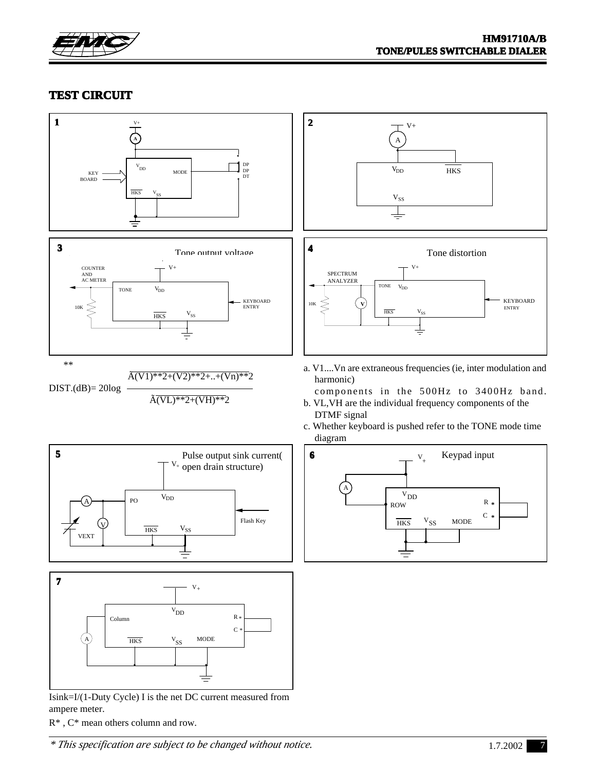## TEST CIRCUIT

**1**

V+, A, VDD, MODE, DP, DP, DT, KEY BOARD, HKS, VSS

**2**

V+, A, VDD, HKS, VSS

**3** Tone output voltage

COUNTER AND AC METER, V+, TONE, VDD, 10K, KEYBOARD ENTRY, HKS, VSS

**4** Tone distortion

SPECTRUM ANALYZER, V+, TONE, VDD, 10K, V, KEYBOARD ENTRY, HKS, VSS

**

$$\text{DIST.(dB)} = 20\log \frac{\sqrt{(V1)^2+(V2)^2+..+(Vn)^2}}{\sqrt{(VL)^2+(VH)^2}}$$

a. V1....Vn are extraneous frequencies (ie, inter modulation and harmonic) components in the 500Hz to 3400Hz band.

b. VL,VH are the individual frequency components of the DTMF signal

c. Whether keyboard is pushed refer to the TONE mode time diagram

**5** Pulse output sink current( open drain structure)

$V_+$, PO, VDD, A, V, VEXT, HKS, VSS, Flash Key

**6** Keypad input

$V_+$, A, VDD, ROW, R *, C *, HKS, VSS, MODE

**7**

$V_+$, VDD, Column, R *, C *, A, HKS, VSS, MODE

Isink=I/(1-Duty Cycle) I is the net DC current measured from ampere meter.

R* , C* mean others column and row.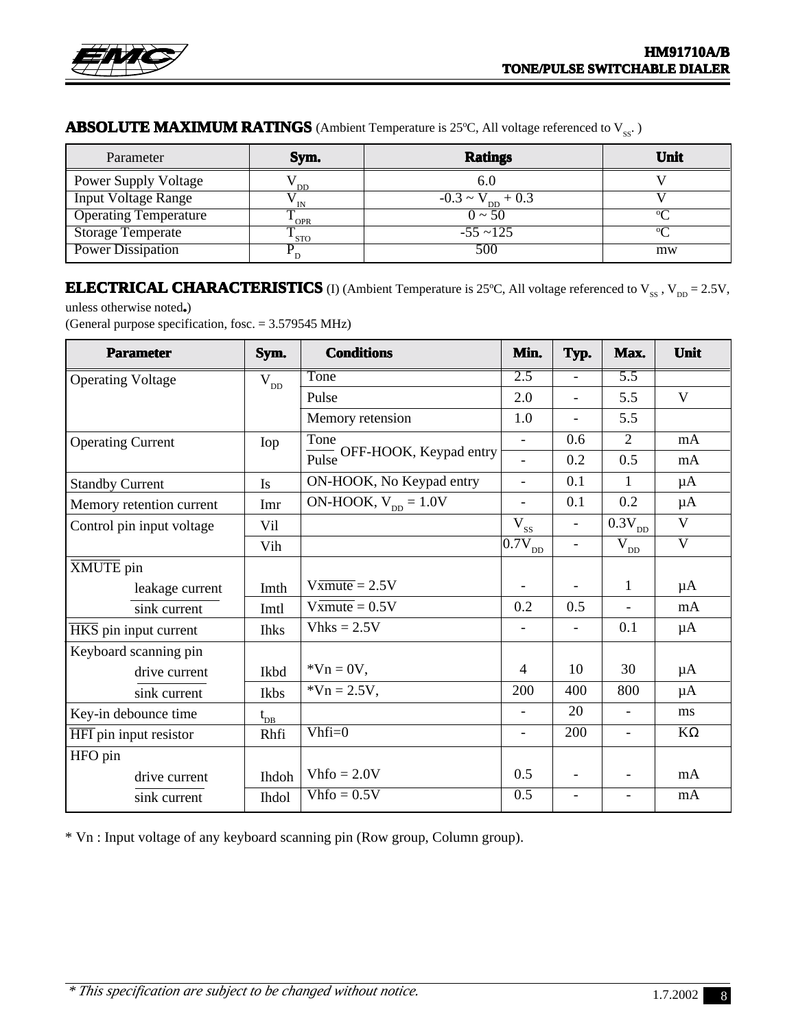## ABSOLUTE MAXIMUM RATINGS (Ambient Temperature is 25ºC, All voltage referenced to $V_{SS}$. )

| Parameter | Sym. | Ratings | Unit |
|---|---|---|---|
| Power Supply Voltage | $V_{DD}$ | 6.0 | V |
| Input Voltage Range | $V_{IN}$ | -0.3 ~ $V_{DD}$ + 0.3 | V |
| Operating Temperature | $T_{OPR}$ | 0 ~ 50 | ºC |
| Storage Temperate | $T_{STO}$ | -55 ~125 | ºC |
| Power Dissipation | $P_D$ | 500 | mw |

## ELECTRICAL CHARACTERISTICS (I) (Ambient Temperature is 25ºC, All voltage referenced to $V_{SS}$ , $V_{DD}$ = 2.5V, unless otherwise noted.)

(General purpose specification, fosc. = 3.579545 MHz)

| Parameter | Sym. | Conditions | Min. | Typ. | Max. | Unit |
|---|---|---|---|---|---|---|
| Operating Voltage | $V_{DD}$ | Tone | 2.5 | - | 5.5 | V |
| | | Pulse | 2.0 | - | 5.5 | |
| | | Memory retension | 1.0 | - | 5.5 | |
| Operating Current | Iop | Tone OFF-HOOK, Keypad entry | - | 0.6 | 2 | mA |
| | | Pulse OFF-HOOK, Keypad entry | - | 0.2 | 0.5 | mA |
| Standby Current | Is | ON-HOOK, No Keypad entry | - | 0.1 | 1 | µA |
| Memory retention current | Imr | ON-HOOK, $V_{DD}$ = 1.0V | - | 0.1 | 0.2 | µA |
| Control pin input voltage | Vil | | $V_{SS}$ | - | $0.3V_{DD}$ | V |
| | Vih | | $0.7V_{DD}$ | - | $V_{DD}$ | V |
| $\overline{XMUTE}$ pin leakage current | Imth | V$\overline{xmute}$ = 2.5V | - | - | 1 | µA |
| $\overline{XMUTE}$ pin sink current | Imtl | V$\overline{xmute}$ = 0.5V | 0.2 | 0.5 | - | mA |
| $\overline{HKS}$ pin input current | Ihks | Vhks = 2.5V | - | - | 0.1 | µA |
| Keyboard scanning pin drive current | Ikbd | *Vn = 0V, | 4 | 10 | 30 | µA |
| Keyboard scanning pin sink current | Ikbs | *Vn = 2.5V, | 200 | 400 | 800 | µA |
| Key-in debounce time | $t_{DB}$ | | - | 20 | - | ms |
| $\overline{HFI}$ pin input resistor | Rhfi | Vhfi=0 | - | 200 | - | KΩ |
| HFO pin drive current | Ihdoh | Vhfo = 2.0V | 0.5 | - | - | mA |
| HFO pin sink current | Ihdol | Vhfo = 0.5V | 0.5 | - | - | mA |

* Vn : Input voltage of any keyboard scanning pin (Row group, Column group).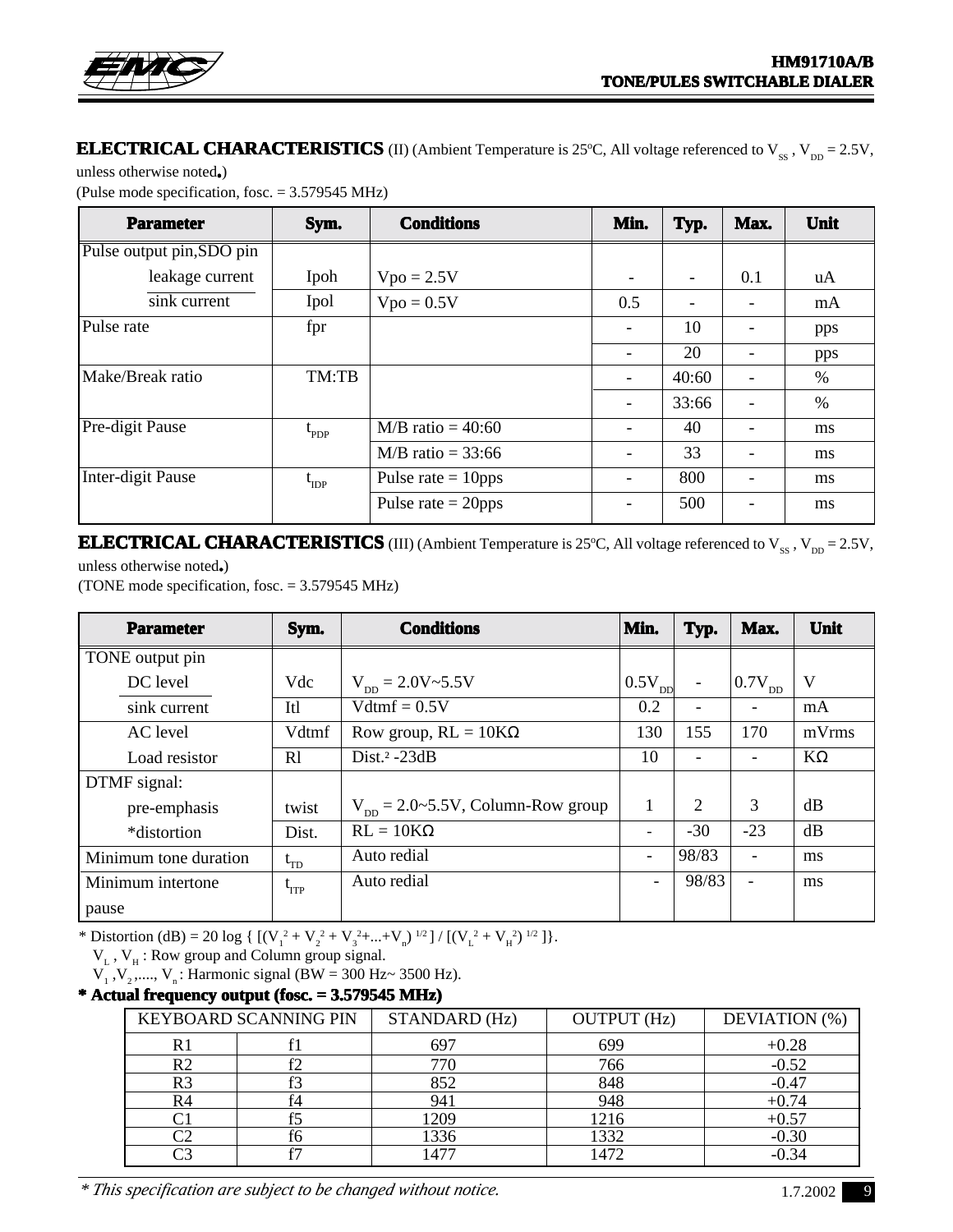**ELECTRICAL CHARACTERISTICS** (II) (Ambient Temperature is 25ºC, All voltage referenced to $V_{SS}$ , $V_{DD}$ = 2.5V, unless otherwise noted**.**)

(Pulse mode specification, fosc. = 3.579545 MHz)

| Parameter | Sym. | Conditions | Min. | Typ. | Max. | Unit |
|---|---|---|---|---|---|---|
| Pulse output pin,SDO pin leakage current | Ipoh | Vpo = 2.5V | - | - | 0.1 | uA |
| sink current | Ipol | Vpo = 0.5V | 0.5 | - | - | mA |
| Pulse rate | fpr | | - | 10 | - | pps |
| | | | - | 20 | - | pps |
| Make/Break ratio | TM:TB | | - | 40:60 | - | % |
| | | | - | 33:66 | - | % |
| Pre-digit Pause | $t_{PDP}$ | M/B ratio = 40:60 | - | 40 | - | ms |
| | | M/B ratio = 33:66 | - | 33 | - | ms |
| Inter-digit Pause | $t_{IDP}$ | Pulse rate = 10pps | - | 800 | - | ms |
| | | Pulse rate = 20pps | - | 500 | - | ms |

**ELECTRICAL CHARACTERISTICS** (III) (Ambient Temperature is 25ºC, All voltage referenced to $V_{SS}$ , $V_{DD}$ = 2.5V, unless otherwise noted**.**)

(TONE mode specification, fosc. = 3.579545 MHz)

| Parameter | Sym. | Conditions | Min. | Typ. | Max. | Unit |
|---|---|---|---|---|---|---|
| TONE output pin DC level | Vdc | $V_{DD}$ = 2.0V~5.5V | $0.5V_{DD}$ | - | $0.7V_{DD}$ | V |
| sink current | Itl | Vdtmf = 0.5V | 0.2 | - | - | mA |
| AC level | Vdtmf | Row group, RL = 10KΩ | 130 | 155 | 170 | mVrms |
| Load resistor | Rl | Dist.² -23dB | 10 | - | - | KΩ |
| DTMF signal: pre-emphasis | twist | $V_{DD}$ = 2.0~5.5V, Column-Row group | 1 | 2 | 3 | dB |
| *distortion | Dist. | RL = 10KΩ | - | -30 | -23 | dB |
| Minimum tone duration | $t_{TD}$ | Auto redial | - | 98/83 | - | ms |
| Minimum intertone pause | $t_{ITP}$ | Auto redial | - | 98/83 | - | ms |

* Distortion (dB) = 20 log { $[(V_1^2 + V_2^2 + V_3^2 + ... + V_n)^{1/2}] / [(V_L^2 + V_H^2)^{1/2}]$ }.
  $V_L$ , $V_H$ : Row group and Column group signal.
  $V_1$ , $V_2$ ,...., $V_n$ : Harmonic signal (BW = 300 Hz~ 3500 Hz).

**\* Actual frequency output (fosc. = 3.579545 MHz)**

| KEYBOARD SCANNING PIN | | STANDARD (Hz) | OUTPUT (Hz) | DEVIATION (%) |
|---|---|---|---|---|
| R1 | f1 | 697 | 699 | +0.28 |
| R2 | f2 | 770 | 766 | -0.52 |
| R3 | f3 | 852 | 848 | -0.47 |
| R4 | f4 | 941 | 948 | +0.74 |
| C1 | f5 | 1209 | 1216 | +0.57 |
| C2 | f6 | 1336 | 1332 | -0.30 |
| C3 | f7 | 1477 | 1472 | -0.34 |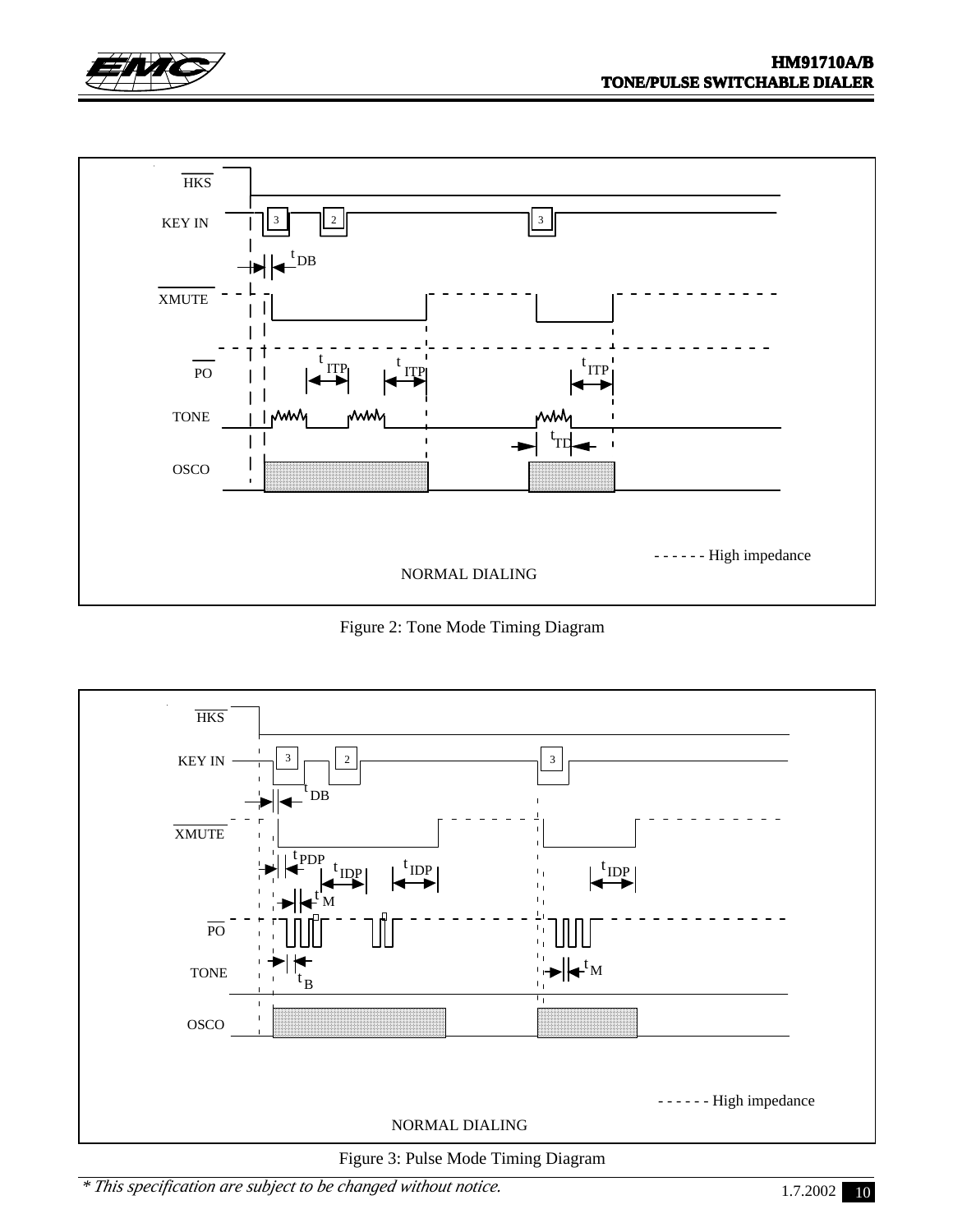Figure 2: Tone Mode Timing Diagram

Figure 3: Pulse Mode Timing Diagram

*\* This specification are subject to be changed without notice.*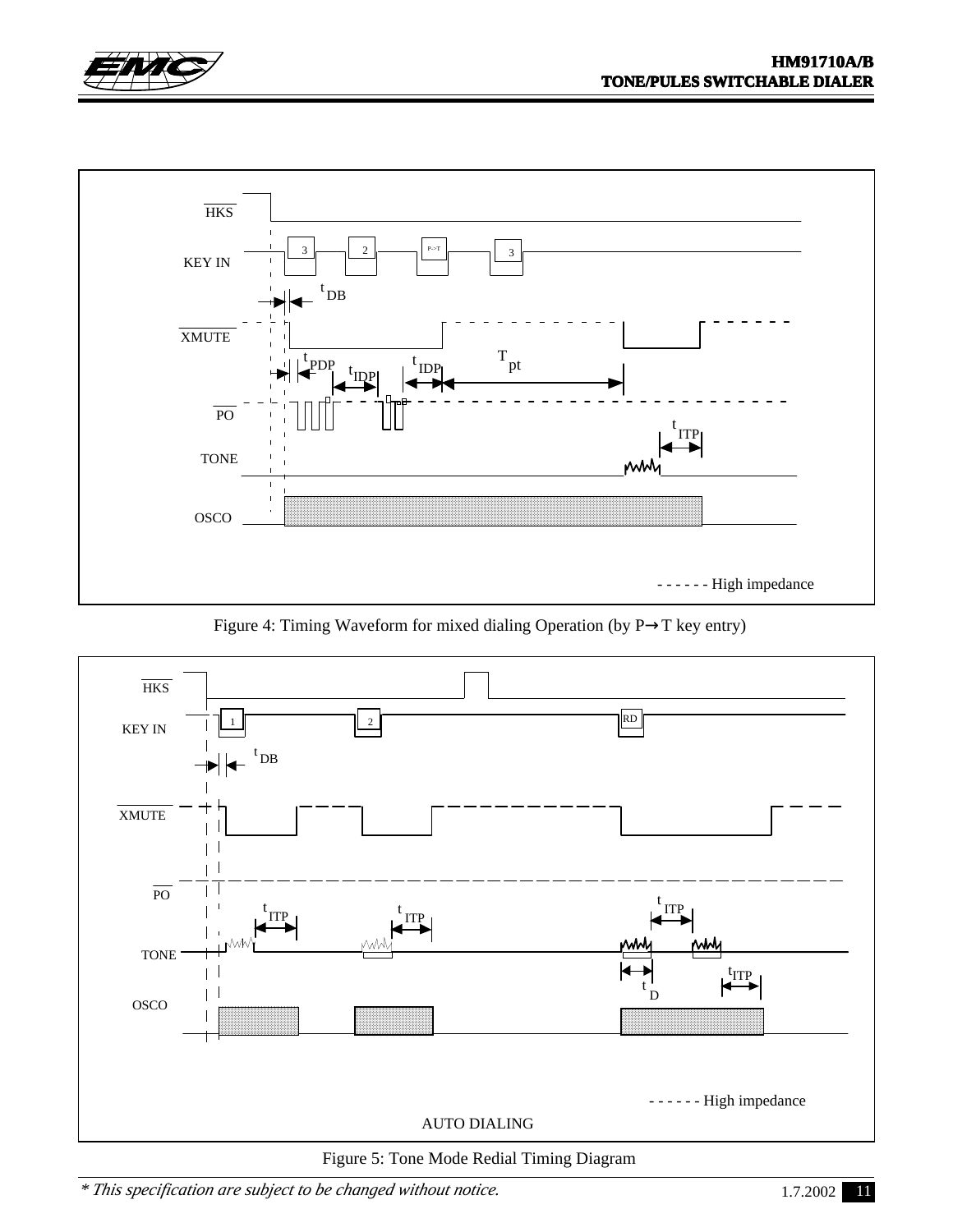Figure 4: Timing Waveform for mixed dialing Operation (by P→T key entry)

Figure 5: Tone Mode Redial Timing Diagram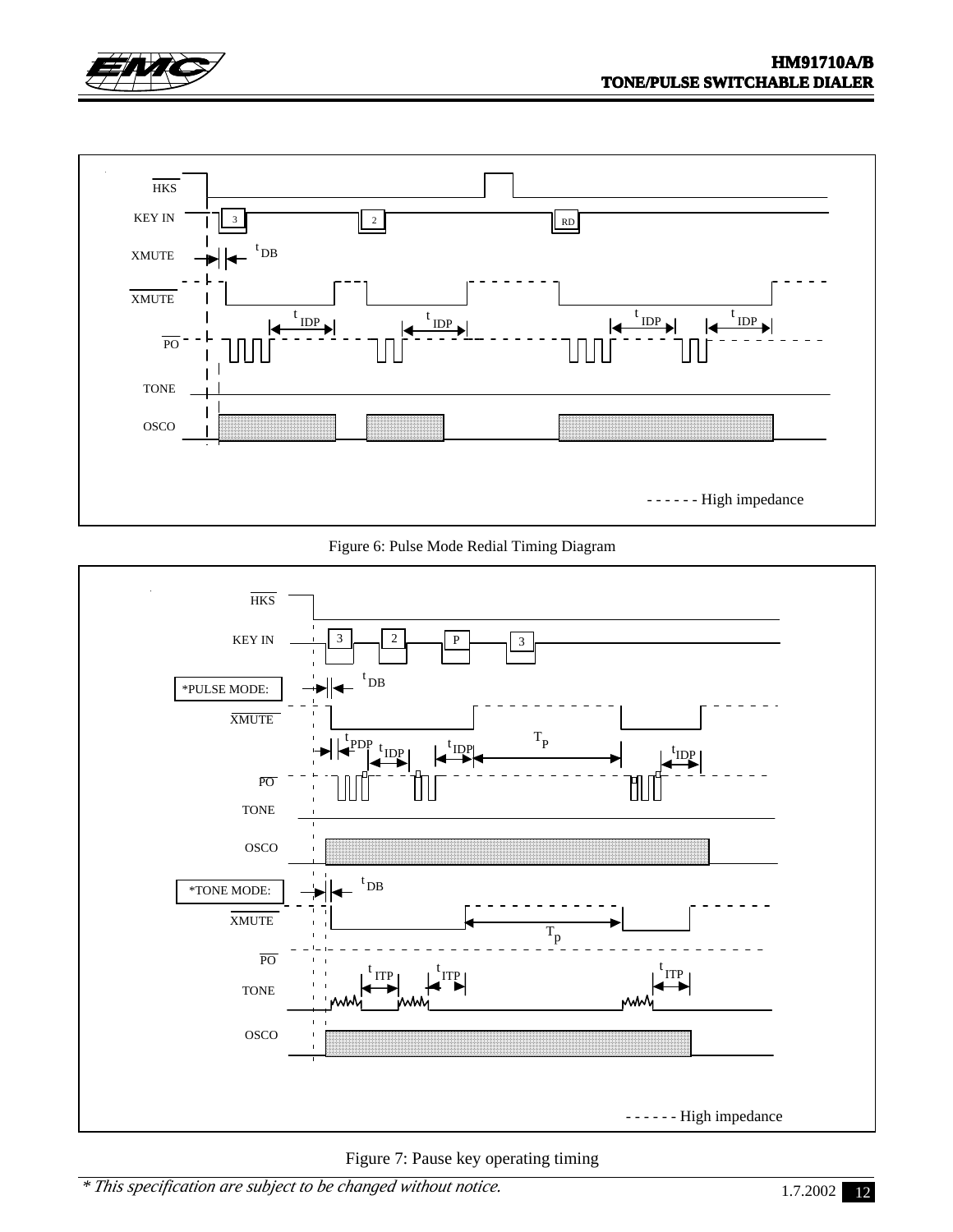Figure 6: Pulse Mode Redial Timing Diagram

Figure 7: Pause key operating timing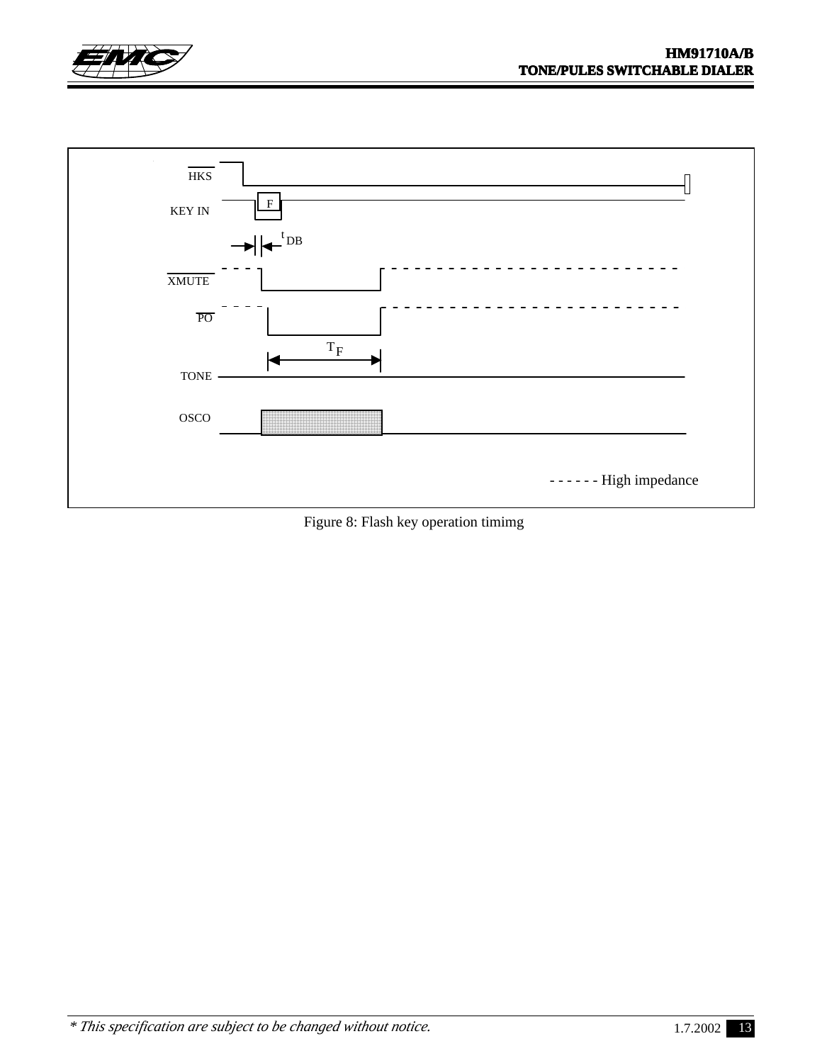HKS

KEY IN

F

$t_{DB}$

XMUTE

PO

$T_F$

TONE

OSCO

- - - - - - High impedance

Figure 8: Flash key operation timimg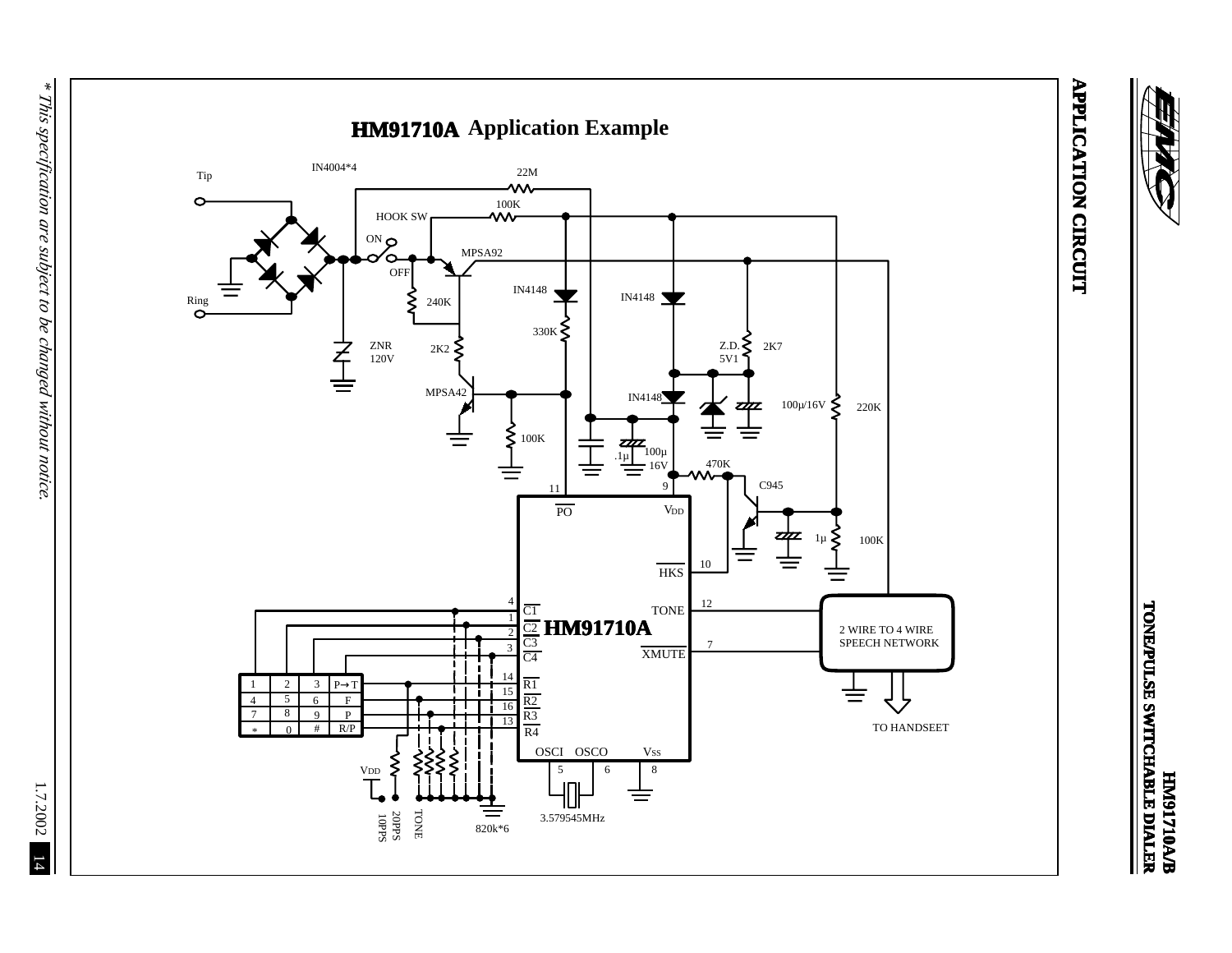## APPLICATION CIRCUIT

### HM91710A Application Example

Tip

Ring

IN4004*4

22M

100K

HOOK SW

ON

OFF

MPSA92

240K

IN4148

IN4148

330K

Z.D. 5V1

2K7

ZNR 120V

2K2

MPSA42

IN4148

100μ/16V

220K

100K

.1μ

100μ 16V

470K

C945

11

9

PO

VDD

1μ

100K

10

HKS

4

C1

1

C2

HM91710A

2

C3

3

C4

TONE

12

XMUTE

7

2 WIRE TO 4 WIRE SPEECH NETWORK

TO HANDSEET

| 1 | 2 | 3 | P→T |
|---|---|---|---|
| 4 | 5 | 6 | F |
| 7 | 8 | 9 | P |
| * | 0 | # | R/P |

14 R1

15 R2

16 R3

13 R4

OSCI OSCO VSS

5 6 8

3.579545MHz

VDD

20PPS 10PPS

TONE

820k*6

*This specification are subject to be changed without notice.*

1.7.2002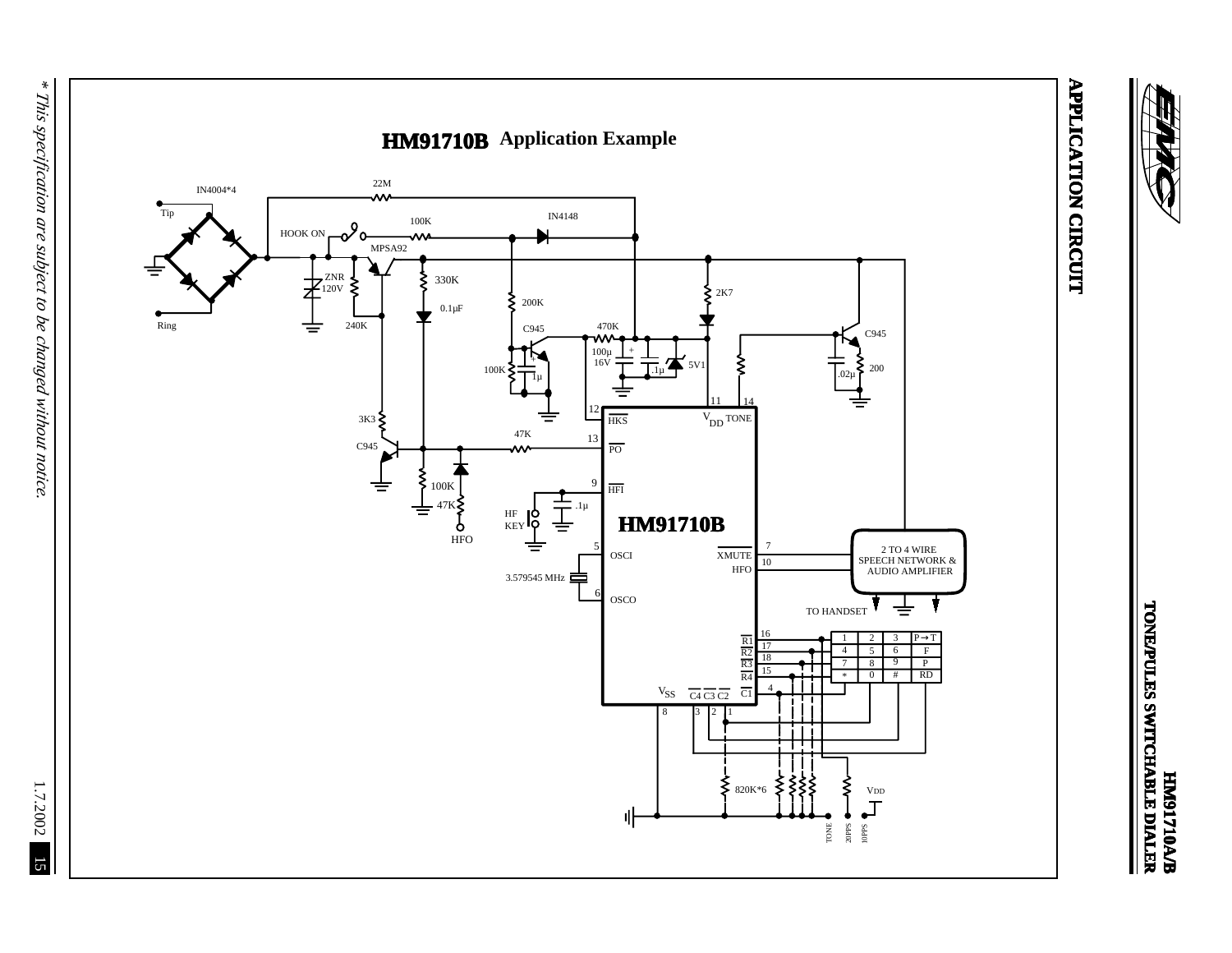## APPLICATION CIRCUIT

### HM91710B Application Example

Tip · IN4004*4 · Ring · 22M · HOOK ON · 100K · IN4148 · MPSA92 · ZNR 120V · 240K · 330K · 0.1μF · 200K · 2K7 · C945 · 470K · 100μ 16V · .1μ · 5V1 · 100K · 1μ · C945 · .02μ · 200 · 3K3 · C945 · 47K · 100K · 47K · HFO · HF KEY · .1μ · 3.579545 MHz · 2 TO 4 WIRE SPEECH NETWORK & AUDIO AMPLIFIER · TO HANDSET · 820K*6 · VDD · TONE · 20PPS · 10PPS

**HM91710B** pins: 12 HKS · 13 PO · 9 HFI · 5 OSCI · 6 OSCO · 11 $V_{DD}$ · 14 TONE · 7 XMUTE · 10 HFO · 16 R1 · 17 R2 · 18 R3 · 15 R4 · 4 C1 · 8 $V_{SS}$ · 3 C4 · 2 C3 · 1 C2

Keypad:

| 1 | 2 | 3 | P→T |
|---|---|---|---|
| 4 | 5 | 6 | F |
| 7 | 8 | 9 | P |
| * | 0 | # | RD |

*\* This specification are subject to be changed without notice.*

1.7.2002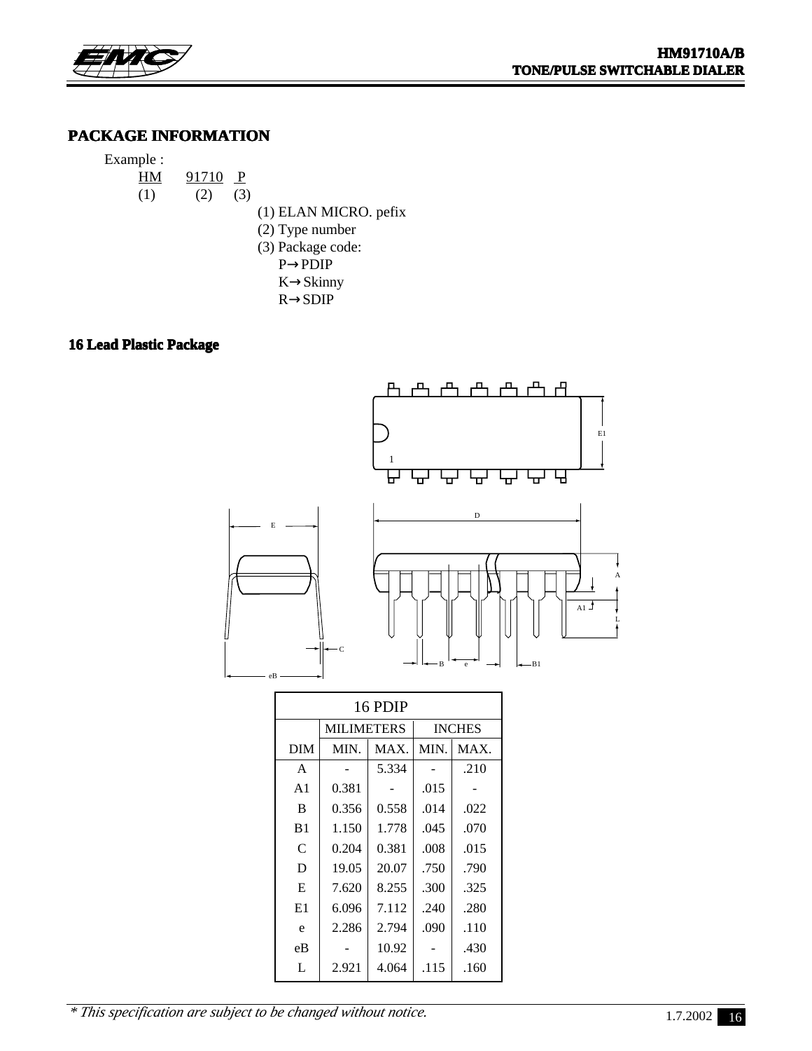## PACKAGE INFORMATION

Example :

HM 91710 P
(1) (2) (3)

(1) ELAN MICRO. pefix
(2) Type number
(3) Package code:
P→PDIP
K→Skinny
R→SDIP

### 16 Lead Plastic Package

| 16 PDIP | | | | |
|---|---|---|---|---|
| | MILIMETERS | | INCHES | |
| DIM | MIN. | MAX. | MIN. | MAX. |
| A | - | 5.334 | - | .210 |
| A1 | 0.381 | - | .015 | - |
| B | 0.356 | 0.558 | .014 | .022 |
| B1 | 1.150 | 1.778 | .045 | .070 |
| C | 0.204 | 0.381 | .008 | .015 |
| D | 19.05 | 20.07 | .750 | .790 |
| E | 7.620 | 8.255 | .300 | .325 |
| E1 | 6.096 | 7.112 | .240 | .280 |
| e | 2.286 | 2.794 | .090 | .110 |
| eB | - | 10.92 | - | .430 |
| L | 2.921 | 4.064 | .115 | .160 |

*\* This specification are subject to be changed without notice.*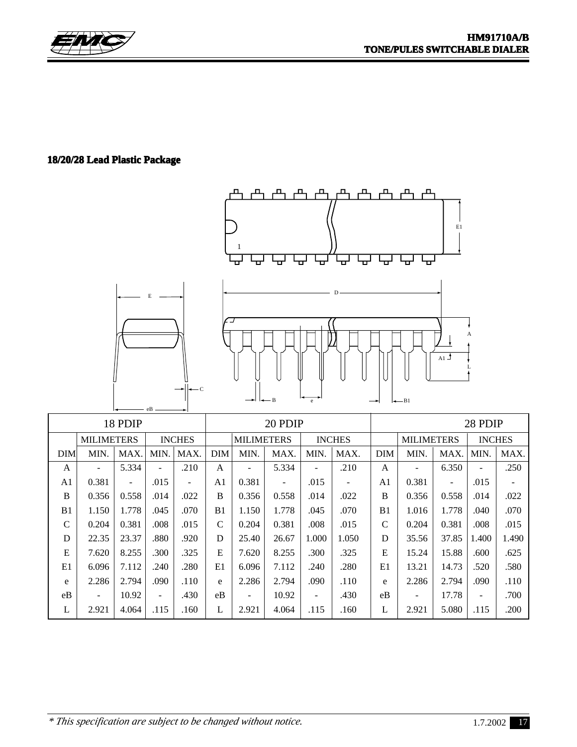### 18/20/28 Lead Plastic Package

| 18 PDIP | | | | | 20 PDIP | | | | | 28 PDIP | | | | |
|---|---|---|---|---|---|---|---|---|---|---|---|---|---|---|
| | MILIMETERS | | INCHES | | | MILIMETERS | | INCHES | | | MILIMETERS | | INCHES | |
| DIM | MIN. | MAX. | MIN. | MAX. | DIM | MIN. | MAX. | MIN. | MAX. | DIM | MIN. | MAX. | MIN. | MAX. |
| A | - | 5.334 | - | .210 | A | - | 5.334 | - | .210 | A | - | 6.350 | - | .250 |
| A1 | 0.381 | - | .015 | - | A1 | 0.381 | - | .015 | - | A1 | 0.381 | - | .015 | - |
| B | 0.356 | 0.558 | .014 | .022 | B | 0.356 | 0.558 | .014 | .022 | B | 0.356 | 0.558 | .014 | .022 |
| B1 | 1.150 | 1.778 | .045 | .070 | B1 | 1.150 | 1.778 | .045 | .070 | B1 | 1.016 | 1.778 | .040 | .070 |
| C | 0.204 | 0.381 | .008 | .015 | C | 0.204 | 0.381 | .008 | .015 | C | 0.204 | 0.381 | .008 | .015 |
| D | 22.35 | 23.37 | .880 | .920 | D | 25.40 | 26.67 | 1.000 | 1.050 | D | 35.56 | 37.85 | 1.400 | 1.490 |
| E | 7.620 | 8.255 | .300 | .325 | E | 7.620 | 8.255 | .300 | .325 | E | 15.24 | 15.88 | .600 | .625 |
| E1 | 6.096 | 7.112 | .240 | .280 | E1 | 6.096 | 7.112 | .240 | .280 | E1 | 13.21 | 14.73 | .520 | .580 |
| e | 2.286 | 2.794 | .090 | .110 | e | 2.286 | 2.794 | .090 | .110 | e | 2.286 | 2.794 | .090 | .110 |
| eB | - | 10.92 | - | .430 | eB | - | 10.92 | - | .430 | eB | - | 17.78 | - | .700 |
| L | 2.921 | 4.064 | .115 | .160 | L | 2.921 | 4.064 | .115 | .160 | L | 2.921 | 5.080 | .115 | .200 |

*\* This specification are subject to be changed without notice.*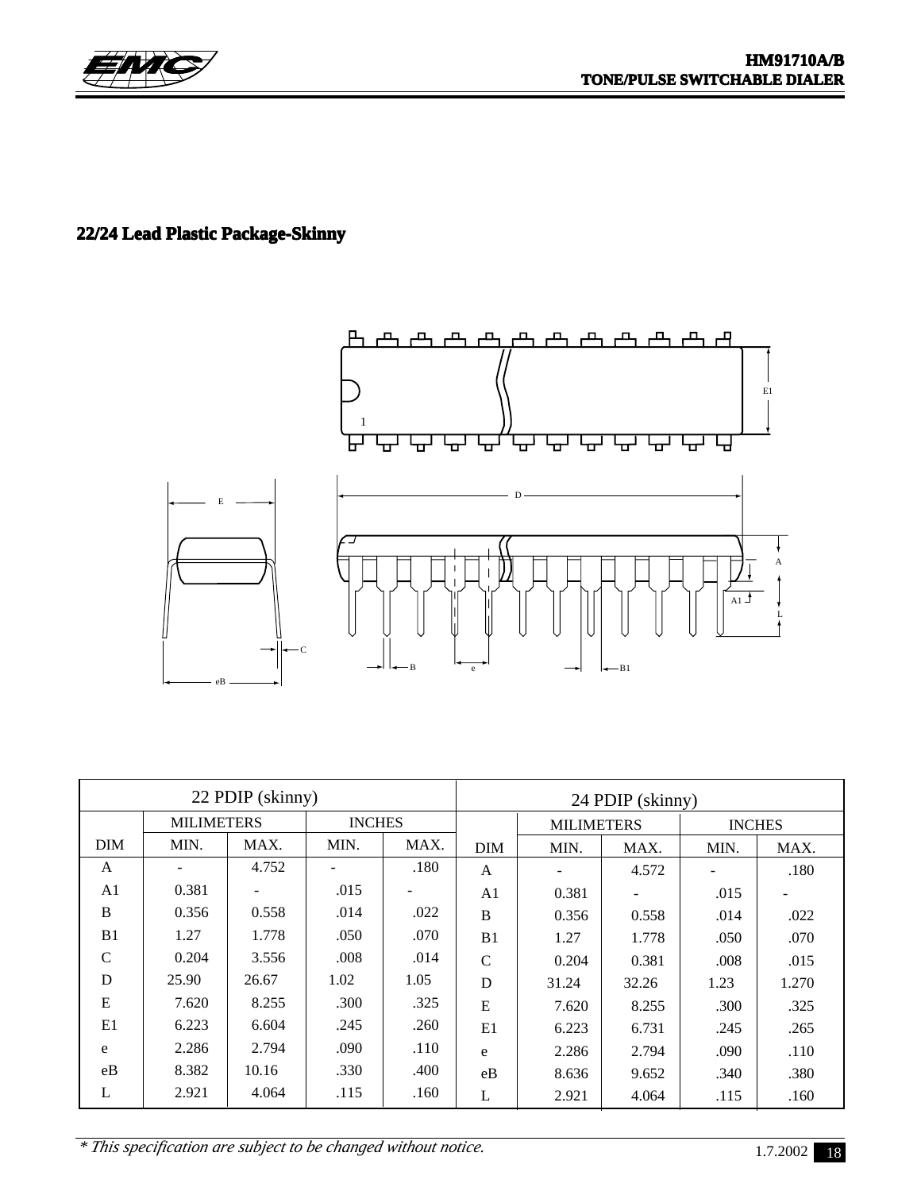## 22/24 Lead Plastic Package-Skinny

| 22 PDIP (skinny) | | | | | 24 PDIP (skinny) | | | | |
|---|---|---|---|---|---|---|---|---|---|
| | MILIMETERS | | INCHES | | | MILIMETERS | | INCHES | |
| DIM | MIN. | MAX. | MIN. | MAX. | DIM | MIN. | MAX. | MIN. | MAX. |
| A | - | 4.752 | - | .180 | A | - | 4.572 | - | .180 |
| A1 | 0.381 | - | .015 | - | A1 | 0.381 | - | .015 | - |
| B | 0.356 | 0.558 | .014 | .022 | B | 0.356 | 0.558 | .014 | .022 |
| B1 | 1.27 | 1.778 | .050 | .070 | B1 | 1.27 | 1.778 | .050 | .070 |
| C | 0.204 | 3.556 | .008 | .014 | C | 0.204 | 0.381 | .008 | .015 |
| D | 25.90 | 26.67 | 1.02 | 1.05 | D | 31.24 | 32.26 | 1.23 | 1.270 |
| E | 7.620 | 8.255 | .300 | .325 | E | 7.620 | 8.255 | .300 | .325 |
| E1 | 6.223 | 6.604 | .245 | .260 | E1 | 6.223 | 6.731 | .245 | .265 |
| e | 2.286 | 2.794 | .090 | .110 | e | 2.286 | 2.794 | .090 | .110 |
| eB | 8.382 | 10.16 | .330 | .400 | eB | 8.636 | 9.652 | .340 | .380 |
| L | 2.921 | 4.064 | .115 | .160 | L | 2.921 | 4.064 | .115 | .160 |

*\* This specification are subject to be changed without notice.*

1.7.2002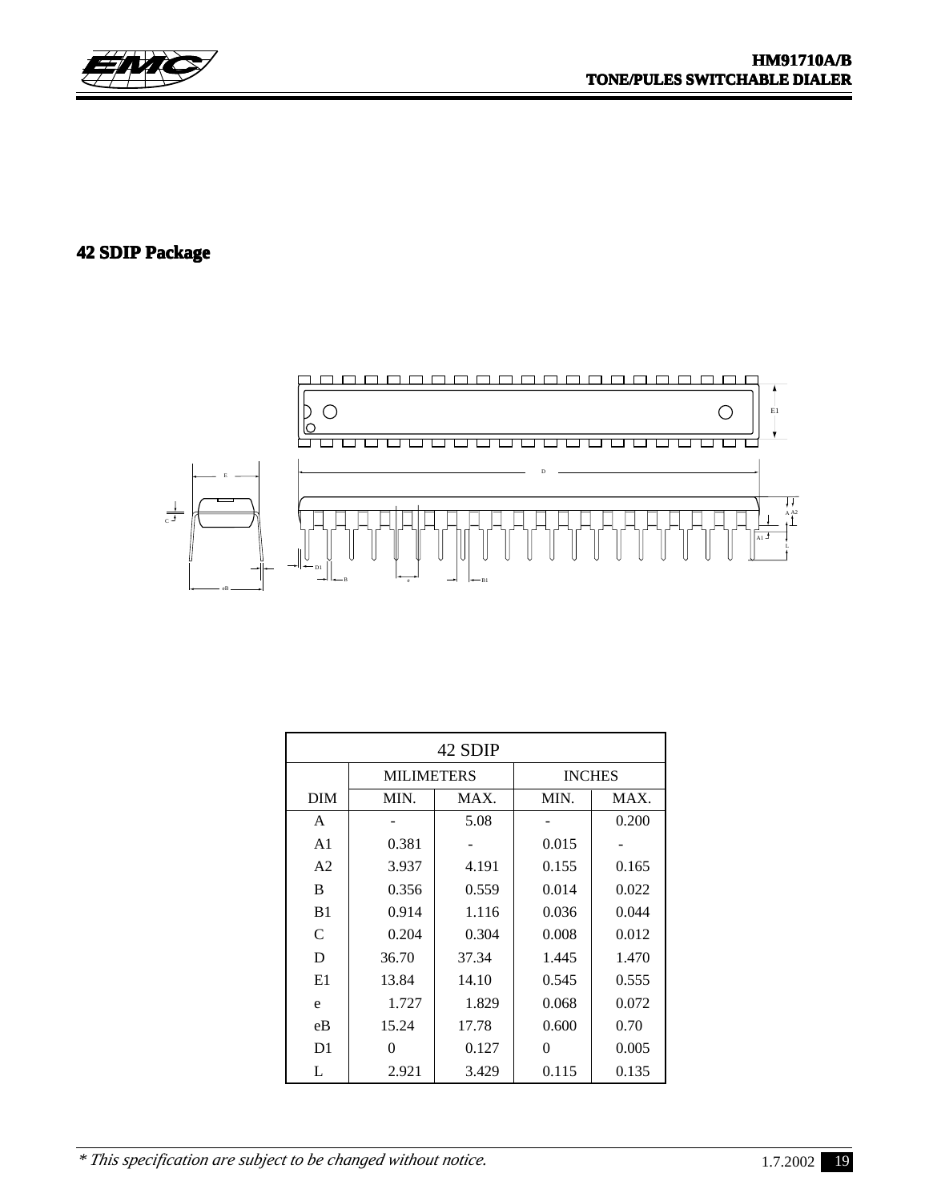## 42 SDIP Package

E1

D

E

C

A A2

A1

L

D1

B

e

B1

eB

| 42 SDIP | | | | |
|---|---|---|---|---|
| | MILIMETERS | | INCHES | |
| DIM | MIN. | MAX. | MIN. | MAX. |
| A | - | 5.08 | - | 0.200 |
| A1 | 0.381 | - | 0.015 | - |
| A2 | 3.937 | 4.191 | 0.155 | 0.165 |
| B | 0.356 | 0.559 | 0.014 | 0.022 |
| B1 | 0.914 | 1.116 | 0.036 | 0.044 |
| C | 0.204 | 0.304 | 0.008 | 0.012 |
| D | 36.70 | 37.34 | 1.445 | 1.470 |
| E1 | 13.84 | 14.10 | 0.545 | 0.555 |
| e | 1.727 | 1.829 | 0.068 | 0.072 |
| eB | 15.24 | 17.78 | 0.600 | 0.70 |
| D1 | 0 | 0.127 | 0 | 0.005 |
| L | 2.921 | 3.429 | 0.115 | 0.135 |